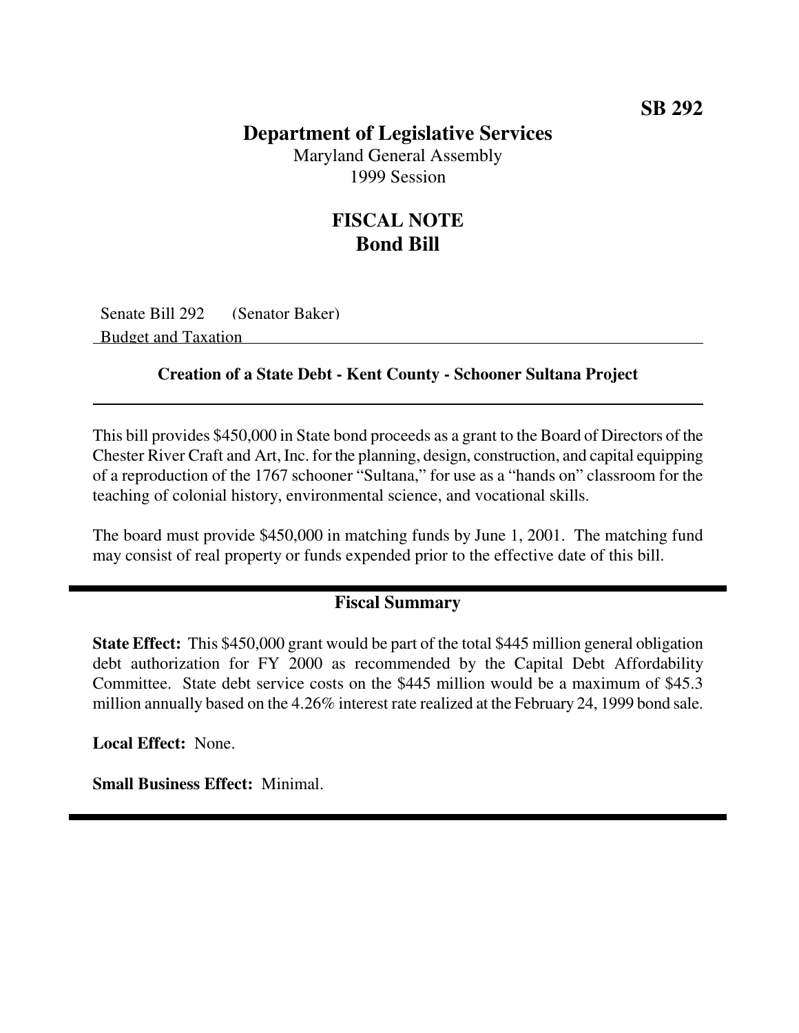**SB 292**

# Department of Legislative Services

Maryland General Assembly
1999 Session

## FISCAL NOTE
## Bond Bill

Senate Bill 292 (Senator Baker)
Budget and Taxation

**Creation of a State Debt - Kent County - Schooner Sultana Project**

This bill provides $450,000 in State bond proceeds as a grant to the Board of Directors of the Chester River Craft and Art, Inc. for the planning, design, construction, and capital equipping of a reproduction of the 1767 schooner "Sultana," for use as a "hands on" classroom for the teaching of colonial history, environmental science, and vocational skills.

The board must provide $450,000 in matching funds by June 1, 2001. The matching fund may consist of real property or funds expended prior to the effective date of this bill.

### Fiscal Summary

**State Effect:** This $450,000 grant would be part of the total $445 million general obligation debt authorization for FY 2000 as recommended by the Capital Debt Affordability Committee. State debt service costs on the $445 million would be a maximum of $45.3 million annually based on the 4.26% interest rate realized at the February 24, 1999 bond sale.

**Local Effect:** None.

**Small Business Effect:** Minimal.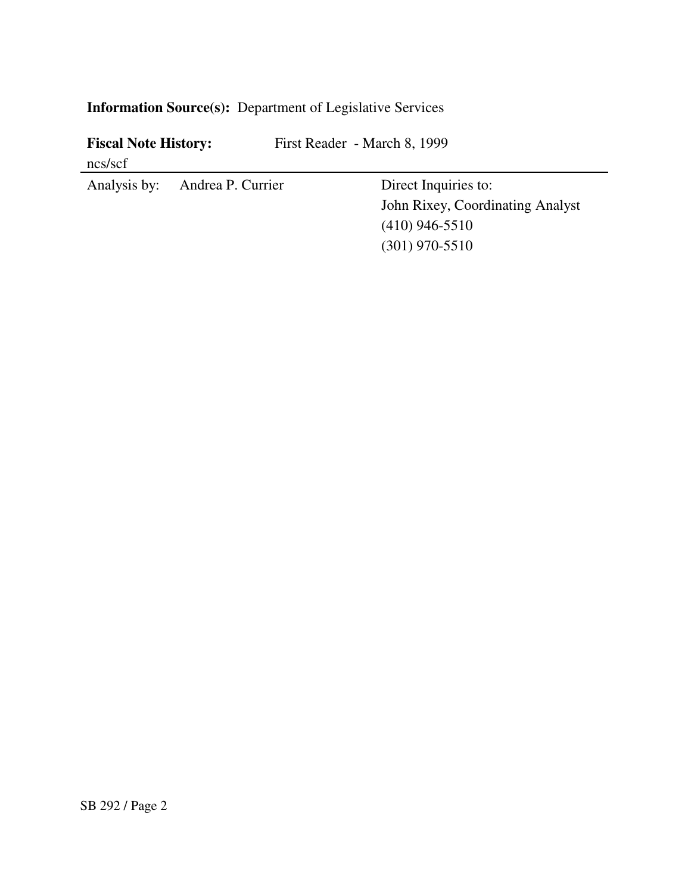**Information Source(s):** Department of Legislative Services

**Fiscal Note History:** First Reader - March 8, 1999

ncs/scf

---

Analysis by: Andrea P. Currier

Direct Inquiries to:
John Rixey, Coordinating Analyst
(410) 946-5510
(301) 970-5510